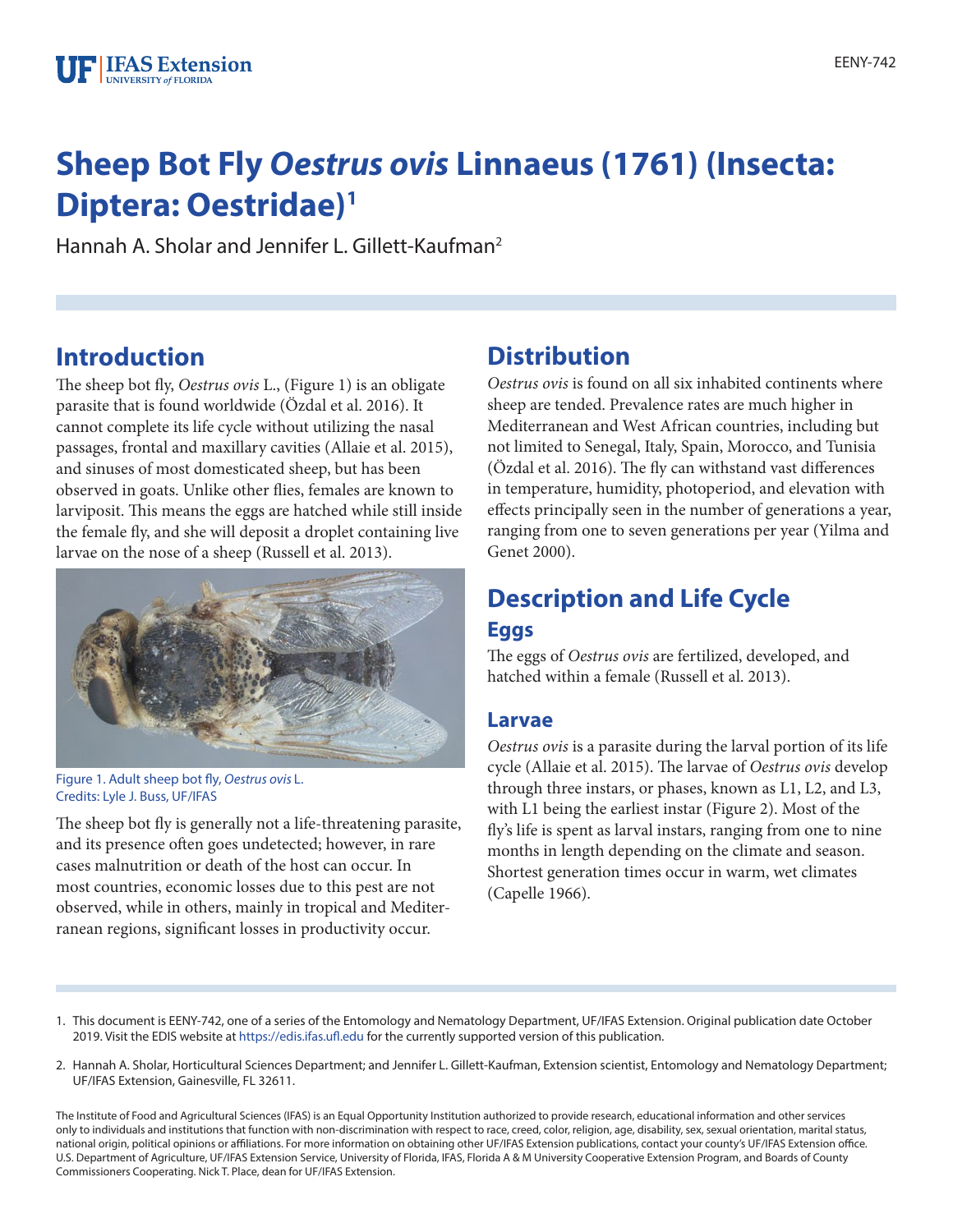# Sheep Bot Fly *Oestrus ovis* Linnaeus (1761) (Insecta: Diptera: Oestridae)[1]

Hannah A. Sholar and Jennifer L. Gillett-Kaufman[2]

## Introduction

The sheep bot fly, *Oestrus ovis* L., (Figure 1) is an obligate parasite that is found worldwide (Özdal et al. 2016). It cannot complete its life cycle without utilizing the nasal passages, frontal and maxillary cavities (Allaie et al. 2015), and sinuses of most domesticated sheep, but has been observed in goats. Unlike other flies, females are known to larviposit. This means the eggs are hatched while still inside the female fly, and she will deposit a droplet containing live larvae on the nose of a sheep (Russell et al. 2013).

Figure 1. Adult sheep bot fly, *Oestrus ovis* L.
Credits: Lyle J. Buss, UF/IFAS

The sheep bot fly is generally not a life-threatening parasite, and its presence often goes undetected; however, in rare cases malnutrition or death of the host can occur. In most countries, economic losses due to this pest are not observed, while in others, mainly in tropical and Mediterranean regions, significant losses in productivity occur.

## Distribution

*Oestrus ovis* is found on all six inhabited continents where sheep are tended. Prevalence rates are much higher in Mediterranean and West African countries, including but not limited to Senegal, Italy, Spain, Morocco, and Tunisia (Özdal et al. 2016). The fly can withstand vast differences in temperature, humidity, photoperiod, and elevation with effects principally seen in the number of generations a year, ranging from one to seven generations per year (Yilma and Genet 2000).

## Description and Life Cycle

### Eggs

The eggs of *Oestrus ovis* are fertilized, developed, and hatched within a female (Russell et al. 2013).

### Larvae

*Oestrus ovis* is a parasite during the larval portion of its life cycle (Allaie et al. 2015). The larvae of *Oestrus ovis* develop through three instars, or phases, known as L1, L2, and L3, with L1 being the earliest instar (Figure 2). Most of the fly's life is spent as larval instars, ranging from one to nine months in length depending on the climate and season. Shortest generation times occur in warm, wet climates (Capelle 1966).

1. This document is EENY-742, one of a series of the Entomology and Nematology Department, UF/IFAS Extension. Original publication date October 2019. Visit the EDIS website at https://edis.ifas.ufl.edu for the currently supported version of this publication.

2. Hannah A. Sholar, Horticultural Sciences Department; and Jennifer L. Gillett-Kaufman, Extension scientist, Entomology and Nematology Department; UF/IFAS Extension, Gainesville, FL 32611.

The Institute of Food and Agricultural Sciences (IFAS) is an Equal Opportunity Institution authorized to provide research, educational information and other services only to individuals and institutions that function with non-discrimination with respect to race, creed, color, religion, age, disability, sex, sexual orientation, marital status, national origin, political opinions or affiliations. For more information on obtaining other UF/IFAS Extension publications, contact your county's UF/IFAS Extension office. U.S. Department of Agriculture, UF/IFAS Extension Service, University of Florida, IFAS, Florida A & M University Cooperative Extension Program, and Boards of County Commissioners Cooperating. Nick T. Place, dean for UF/IFAS Extension.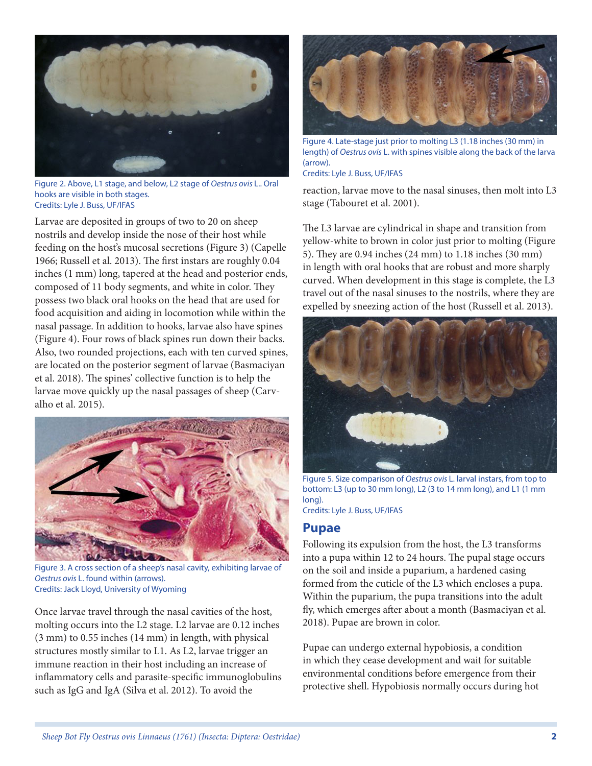Figure 2. Above, L1 stage, and below, L2 stage of *Oestrus ovis* L.. Oral hooks are visible in both stages.
Credits: Lyle J. Buss, UF/IFAS

Larvae are deposited in groups of two to 20 on sheep nostrils and develop inside the nose of their host while feeding on the host's mucosal secretions (Figure 3) (Capelle 1966; Russell et al. 2013). The first instars are roughly 0.04 inches (1 mm) long, tapered at the head and posterior ends, composed of 11 body segments, and white in color. They possess two black oral hooks on the head that are used for food acquisition and aiding in locomotion while within the nasal passage. In addition to hooks, larvae also have spines (Figure 4). Four rows of black spines run down their backs. Also, two rounded projections, each with ten curved spines, are located on the posterior segment of larvae (Basmaciyan et al. 2018). The spines' collective function is to help the larvae move quickly up the nasal passages of sheep (Carvalho et al. 2015).

Figure 3. A cross section of a sheep's nasal cavity, exhibiting larvae of *Oestrus ovis* L. found within (arrows).
Credits: Jack Lloyd, University of Wyoming

Once larvae travel through the nasal cavities of the host, molting occurs into the L2 stage. L2 larvae are 0.12 inches (3 mm) to 0.55 inches (14 mm) in length, with physical structures mostly similar to L1. As L2, larvae trigger an immune reaction in their host including an increase of inflammatory cells and parasite-specific immunoglobulins such as IgG and IgA (Silva et al. 2012). To avoid the reaction, larvae move to the nasal sinuses, then molt into L3 stage (Tabouret et al. 2001).

Figure 4. Late-stage just prior to molting L3 (1.18 inches (30 mm) in length) of *Oestrus ovis* L. with spines visible along the back of the larva (arrow).
Credits: Lyle J. Buss, UF/IFAS

The L3 larvae are cylindrical in shape and transition from yellow-white to brown in color just prior to molting (Figure 5). They are 0.94 inches (24 mm) to 1.18 inches (30 mm) in length with oral hooks that are robust and more sharply curved. When development in this stage is complete, the L3 travel out of the nasal sinuses to the nostrils, where they are expelled by sneezing action of the host (Russell et al. 2013).

Figure 5. Size comparison of *Oestrus ovis* L. larval instars, from top to bottom: L3 (up to 30 mm long), L2 (3 to 14 mm long), and L1 (1 mm long).
Credits: Lyle J. Buss, UF/IFAS

## Pupae

Following its expulsion from the host, the L3 transforms into a pupa within 12 to 24 hours. The pupal stage occurs on the soil and inside a puparium, a hardened casing formed from the cuticle of the L3 which encloses a pupa. Within the puparium, the pupa transitions into the adult fly, which emerges after about a month (Basmaciyan et al. 2018). Pupae are brown in color.

Pupae can undergo external hypobiosis, a condition in which they cease development and wait for suitable environmental conditions before emergence from their protective shell. Hypobiosis normally occurs during hot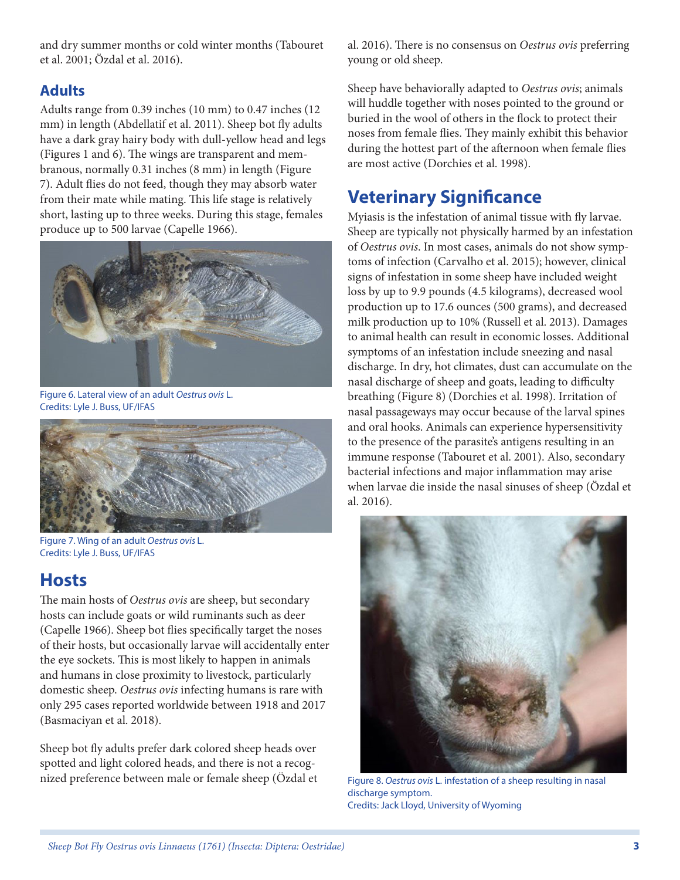and dry summer months or cold winter months (Tabouret et al. 2001; Özdal et al. 2016).

## Adults

Adults range from 0.39 inches (10 mm) to 0.47 inches (12 mm) in length (Abdellatif et al. 2011). Sheep bot fly adults have a dark gray hairy body with dull-yellow head and legs (Figures 1 and 6). The wings are transparent and membranous, normally 0.31 inches (8 mm) in length (Figure 7). Adult flies do not feed, though they may absorb water from their mate while mating. This life stage is relatively short, lasting up to three weeks. During this stage, females produce up to 500 larvae (Capelle 1966).

Figure 6. Lateral view of an adult *Oestrus ovis* L.
Credits: Lyle J. Buss, UF/IFAS

Figure 7. Wing of an adult *Oestrus ovis* L.
Credits: Lyle J. Buss, UF/IFAS

# Hosts

The main hosts of *Oestrus ovis* are sheep, but secondary hosts can include goats or wild ruminants such as deer (Capelle 1966). Sheep bot flies specifically target the noses of their hosts, but occasionally larvae will accidentally enter the eye sockets. This is most likely to happen in animals and humans in close proximity to livestock, particularly domestic sheep. *Oestrus ovis* infecting humans is rare with only 295 cases reported worldwide between 1918 and 2017 (Basmaciyan et al. 2018).

Sheep bot fly adults prefer dark colored sheep heads over spotted and light colored heads, and there is not a recognized preference between male or female sheep (Özdal et al. 2016). There is no consensus on *Oestrus ovis* preferring young or old sheep.

Sheep have behaviorally adapted to *Oestrus ovis*; animals will huddle together with noses pointed to the ground or buried in the wool of others in the flock to protect their noses from female flies. They mainly exhibit this behavior during the hottest part of the afternoon when female flies are most active (Dorchies et al. 1998).

# Veterinary Significance

Myiasis is the infestation of animal tissue with fly larvae. Sheep are typically not physically harmed by an infestation of *Oestrus ovis*. In most cases, animals do not show symptoms of infection (Carvalho et al. 2015); however, clinical signs of infestation in some sheep have included weight loss by up to 9.9 pounds (4.5 kilograms), decreased wool production up to 17.6 ounces (500 grams), and decreased milk production up to 10% (Russell et al. 2013). Damages to animal health can result in economic losses. Additional symptoms of an infestation include sneezing and nasal discharge. In dry, hot climates, dust can accumulate on the nasal discharge of sheep and goats, leading to difficulty breathing (Figure 8) (Dorchies et al. 1998). Irritation of nasal passageways may occur because of the larval spines and oral hooks. Animals can experience hypersensitivity to the presence of the parasite's antigens resulting in an immune response (Tabouret et al. 2001). Also, secondary bacterial infections and major inflammation may arise when larvae die inside the nasal sinuses of sheep (Özdal et al. 2016).

Figure 8. *Oestrus ovis* L. infestation of a sheep resulting in nasal discharge symptom.
Credits: Jack Lloyd, University of Wyoming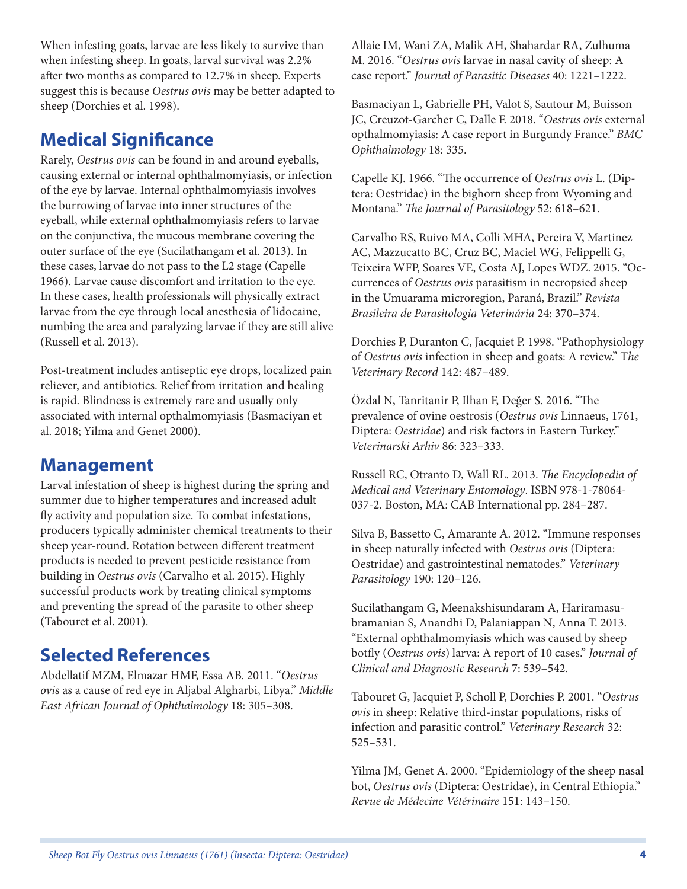When infesting goats, larvae are less likely to survive than when infesting sheep. In goats, larval survival was 2.2% after two months as compared to 12.7% in sheep. Experts suggest this is because *Oestrus ovis* may be better adapted to sheep (Dorchies et al. 1998).

## Medical Significance

Rarely, *Oestrus ovis* can be found in and around eyeballs, causing external or internal ophthalmomyiasis, or infection of the eye by larvae. Internal ophthalmomyiasis involves the burrowing of larvae into inner structures of the eyeball, while external ophthalmomyiasis refers to larvae on the conjunctiva, the mucous membrane covering the outer surface of the eye (Sucilathangam et al. 2013). In these cases, larvae do not pass to the L2 stage (Capelle 1966). Larvae cause discomfort and irritation to the eye. In these cases, health professionals will physically extract larvae from the eye through local anesthesia of lidocaine, numbing the area and paralyzing larvae if they are still alive (Russell et al. 2013).

Post-treatment includes antiseptic eye drops, localized pain reliever, and antibiotics. Relief from irritation and healing is rapid. Blindness is extremely rare and usually only associated with internal opthalmomyiasis (Basmaciyan et al. 2018; Yilma and Genet 2000).

## Management

Larval infestation of sheep is highest during the spring and summer due to higher temperatures and increased adult fly activity and population size. To combat infestations, producers typically administer chemical treatments to their sheep year-round. Rotation between different treatment products is needed to prevent pesticide resistance from building in *Oestrus ovis* (Carvalho et al. 2015). Highly successful products work by treating clinical symptoms and preventing the spread of the parasite to other sheep (Tabouret et al. 2001).

## Selected References

Abdellatif MZM, Elmazar HMF, Essa AB. 2011. "*Oestrus ovi*s as a cause of red eye in Aljabal Algharbi, Libya." *Middle East African Journal of Ophthalmology* 18: 305–308.

Allaie IM, Wani ZA, Malik AH, Shahardar RA, Zulhuma M. 2016. "*Oestrus ovis* larvae in nasal cavity of sheep: A case report." *Journal of Parasitic Diseases* 40: 1221–1222.

Basmaciyan L, Gabrielle PH, Valot S, Sautour M, Buisson JC, Creuzot-Garcher C, Dalle F. 2018. "*Oestrus ovis* external opthalmomyiasis: A case report in Burgundy France." *BMC Ophthalmology* 18: 335.

Capelle KJ. 1966. "The occurrence of *Oestrus ovis* L. (Diptera: Oestridae) in the bighorn sheep from Wyoming and Montana." *The Journal of Parasitology* 52: 618–621.

Carvalho RS, Ruivo MA, Colli MHA, Pereira V, Martinez AC, Mazzucatto BC, Cruz BC, Maciel WG, Felippelli G, Teixeira WFP, Soares VE, Costa AJ, Lopes WDZ. 2015. "Occurrences of *Oestrus ovis* parasitism in necropsied sheep in the Umuarama microregion, Paraná, Brazil." *Revista Brasileira de Parasitologia Veterinária* 24: 370–374.

Dorchies P, Duranton C, Jacquiet P. 1998. "Pathophysiology of *Oestrus ovis* infection in sheep and goats: A review." *The Veterinary Record* 142: 487–489.

Özdal N, Tanritanir P, Ilhan F, Değer S. 2016. "The prevalence of ovine oestrosis (*Oestrus ovis* Linnaeus, 1761, Diptera: *Oestridae*) and risk factors in Eastern Turkey." *Veterinarski Arhiv* 86: 323–333.

Russell RC, Otranto D, Wall RL. 2013. *The Encyclopedia of Medical and Veterinary Entomology*. ISBN 978-1-78064-037-2. Boston, MA: CAB International pp. 284–287.

Silva B, Bassetto C, Amarante A. 2012. "Immune responses in sheep naturally infected with *Oestrus ovis* (Diptera: Oestridae) and gastrointestinal nematodes." *Veterinary Parasitology* 190: 120–126.

Sucilathangam G, Meenakshisundaram A, Hariramasubramanian S, Anandhi D, Palaniappan N, Anna T. 2013. "External ophthalmomyiasis which was caused by sheep botfly (*Oestrus ovis*) larva: A report of 10 cases." *Journal of Clinical and Diagnostic Research* 7: 539–542.

Tabouret G, Jacquiet P, Scholl P, Dorchies P. 2001. "*Oestrus ovis* in sheep: Relative third-instar populations, risks of infection and parasitic control." *Veterinary Research* 32: 525–531.

Yilma JM, Genet A. 2000. "Epidemiology of the sheep nasal bot, *Oestrus ovis* (Diptera: Oestridae), in Central Ethiopia." *Revue de Médecine Vétérinaire* 151: 143–150.